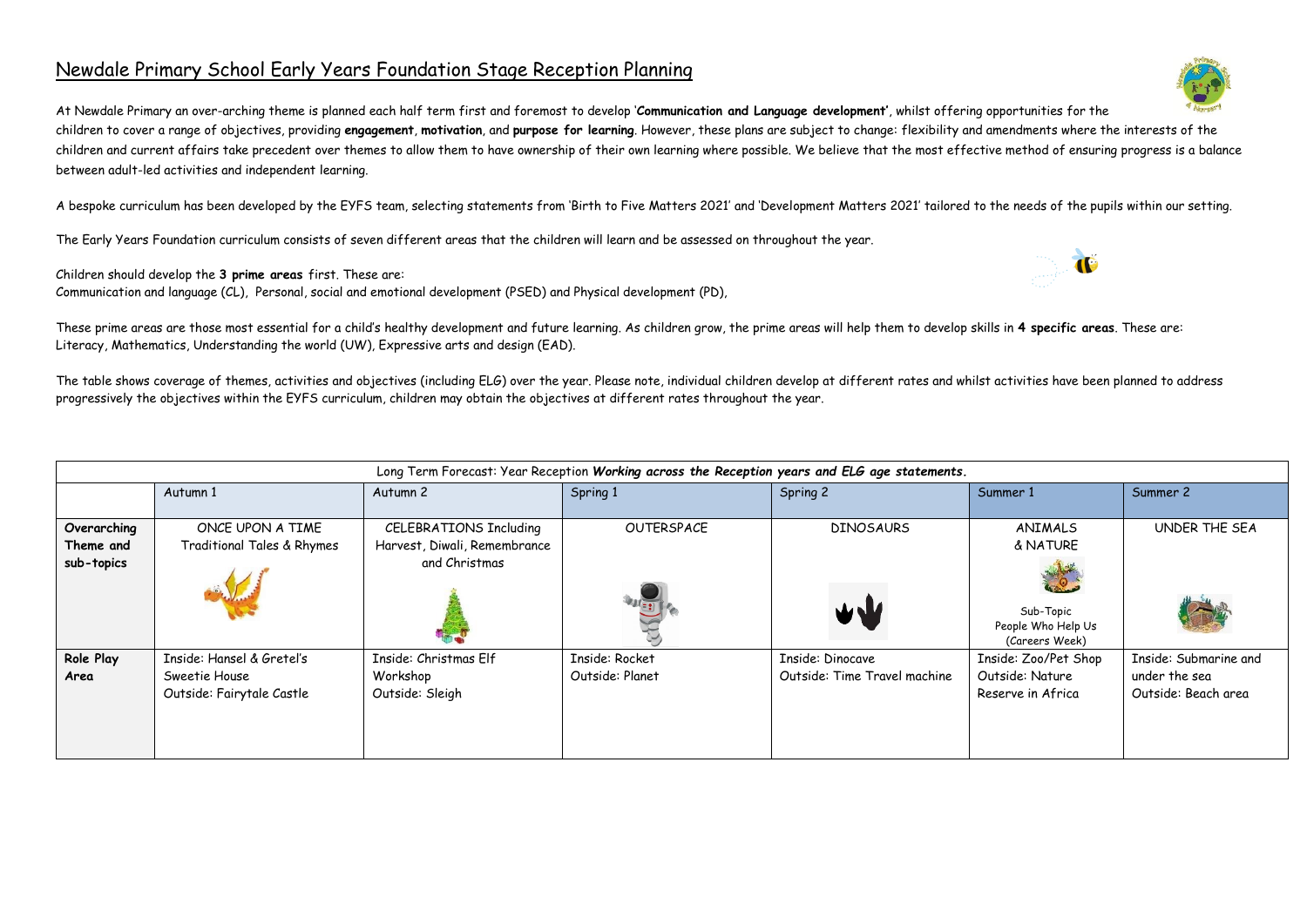# Newdale Primary School Early Years Foundation Stage Reception Planning

At Newdale Primary an over-arching theme is planned each half term first and foremost to develop '**Communication and Language development'**, whilst offering opportunities for the children to cover a range of objectives, providing **engagement**, **motivation**, and **purpose for learning**. However, these plans are subject to change: flexibility and amendments where the interests of the children and current affairs take precedent over themes to allow them to have ownership of their own learning where possible. We believe that the most effective method of ensuring progress is a balance between adult-led activities and independent learning.

A bespoke curriculum has been developed by the EYFS team, selecting statements from 'Birth to Five Matters 2021' and 'Development Matters 2021' tailored to the needs of the pupils within our setting.

The Early Years Foundation curriculum consists of seven different areas that the children will learn and be assessed on throughout the year.

Children should develop the **3 prime areas** first. These are:
Communication and language (CL), Personal, social and emotional development (PSED) and Physical development (PD),

These prime areas are those most essential for a child's healthy development and future learning. As children grow, the prime areas will help them to develop skills in **4 specific areas**. These are: Literacy, Mathematics, Understanding the world (UW), Expressive arts and design (EAD).

The table shows coverage of themes, activities and objectives (including ELG) over the year. Please note, individual children develop at different rates and whilst activities have been planned to address progressively the objectives within the EYFS curriculum, children may obtain the objectives at different rates throughout the year.

| Long Term Forecast: Year Reception ***Working across the Reception years and ELG age statements.*** | | | | | | |
|---|---|---|---|---|---|---|
| | Autumn 1 | Autumn 2 | Spring 1 | Spring 2 | Summer 1 | Summer 2 |
| **Overarching Theme and sub-topics** | ONCE UPON A TIME Traditional Tales & Rhymes | CELEBRATIONS Including Harvest, Diwali, Remembrance and Christmas | OUTERSPACE | DINOSAURS | ANIMALS & NATURE<br>Sub-Topic People Who Help Us (Careers Week) | UNDER THE SEA |
| **Role Play Area** | Inside: Hansel & Gretel's Sweetie House<br>Outside: Fairytale Castle | Inside: Christmas Elf Workshop<br>Outside: Sleigh | Inside: Rocket<br>Outside: Planet | Inside: Dinocave<br>Outside: Time Travel machine | Inside: Zoo/Pet Shop<br>Outside: Nature Reserve in Africa | Inside: Submarine and under the sea<br>Outside: Beach area |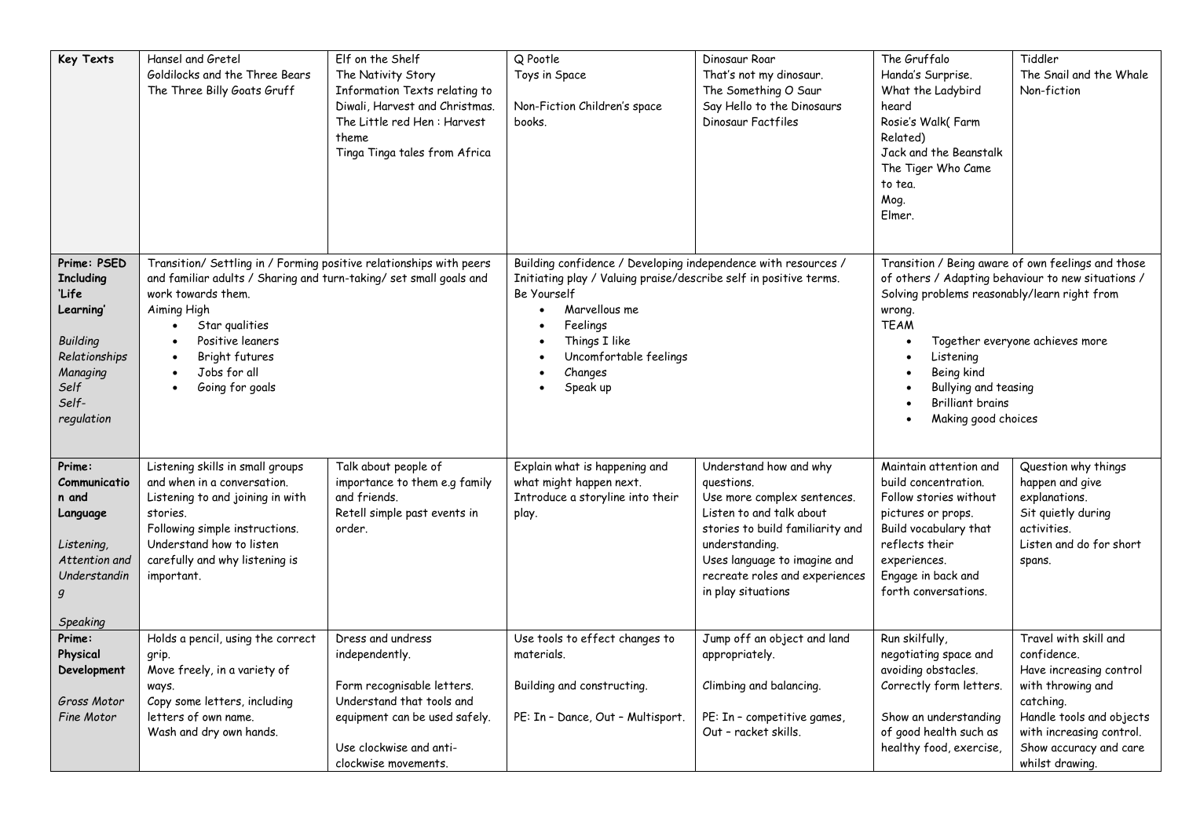| Key Texts | Hansel and Gretel<br>Goldilocks and the Three Bears<br>The Three Billy Goats Gruff | Elf on the Shelf<br>The Nativity Story<br>Information Texts relating to Diwali, Harvest and Christmas.<br>The Little red Hen : Harvest theme<br>Tinga Tinga tales from Africa | Q Pootle<br>Toys in Space<br><br>Non-Fiction Children's space books. | Dinosaur Roar<br>That's not my dinosaur.<br>The Something O Saur<br>Say Hello to the Dinosaurs<br>Dinosaur Factfiles | The Gruffalo<br>Handa's Surprise.<br>What the Ladybird heard<br>Rosie's Walk( Farm Related)<br>Jack and the Beanstalk<br>The Tiger Who Came to tea.<br>Mog.<br>Elmer. | Tiddler<br>The Snail and the Whale<br>Non-fiction |
|---|---|---|---|---|---|---|
| **Prime: PSED Including 'Life Learning'**<br><br>*Building Relationships*<br>*Managing Self*<br>*Self-regulation* | Transition/ Settling in / Forming positive relationships with peers and familiar adults / Sharing and turn-taking/ set small goals and work towards them.<br>Aiming High<br>• Star qualities<br>• Positive leaners<br>• Bright futures<br>• Jobs for all<br>• Going for goals | | Building confidence / Developing independence with resources / Initiating play / Valuing praise/describe self in positive terms.<br>Be Yourself<br>• Marvellous me<br>• Feelings<br>• Things I like<br>• Uncomfortable feelings<br>• Changes<br>• Speak up | | Transition / Being aware of own feelings and those of others / Adapting behaviour to new situations / Solving problems reasonably/learn right from wrong.<br>TEAM<br>• Together everyone achieves more<br>• Listening<br>• Being kind<br>• Bullying and teasing<br>• Brilliant brains<br>• Making good choices | |
| **Prime: Communication and Language**<br><br>*Listening, Attention and Understanding*<br><br>*Speaking* | Listening skills in small groups and when in a conversation.<br>Listening to and joining in with stories.<br>Following simple instructions.<br>Understand how to listen carefully and why listening is important. | Talk about people of importance to them e.g family and friends.<br>Retell simple past events in order. | Explain what is happening and what might happen next.<br>Introduce a storyline into their play. | Understand how and why questions.<br>Use more complex sentences.<br>Listen to and talk about stories to build familiarity and understanding.<br>Uses language to imagine and recreate roles and experiences in play situations | Maintain attention and build concentration.<br>Follow stories without pictures or props.<br>Build vocabulary that reflects their experiences.<br>Engage in back and forth conversations. | Question why things happen and give explanations.<br>Sit quietly during activities.<br>Listen and do for short spans. |
| **Prime: Physical Development**<br><br>*Gross Motor*<br>*Fine Motor* | Holds a pencil, using the correct grip.<br>Move freely, in a variety of ways.<br>Copy some letters, including letters of own name.<br>Wash and dry own hands. | Dress and undress independently.<br><br>Form recognisable letters.<br>Understand that tools and equipment can be used safely.<br><br>Use clockwise and anti-clockwise movements. | Use tools to effect changes to materials.<br><br>Building and constructing.<br><br>PE: In – Dance, Out – Multisport. | Jump off an object and land appropriately.<br><br>Climbing and balancing.<br><br>PE: In – competitive games, Out – racket skills. | Run skilfully, negotiating space and avoiding obstacles.<br>Correctly form letters.<br><br>Show an understanding of good health such as healthy food, exercise, | Travel with skill and confidence.<br>Have increasing control with throwing and catching.<br>Handle tools and objects with increasing control.<br>Show accuracy and care whilst drawing. |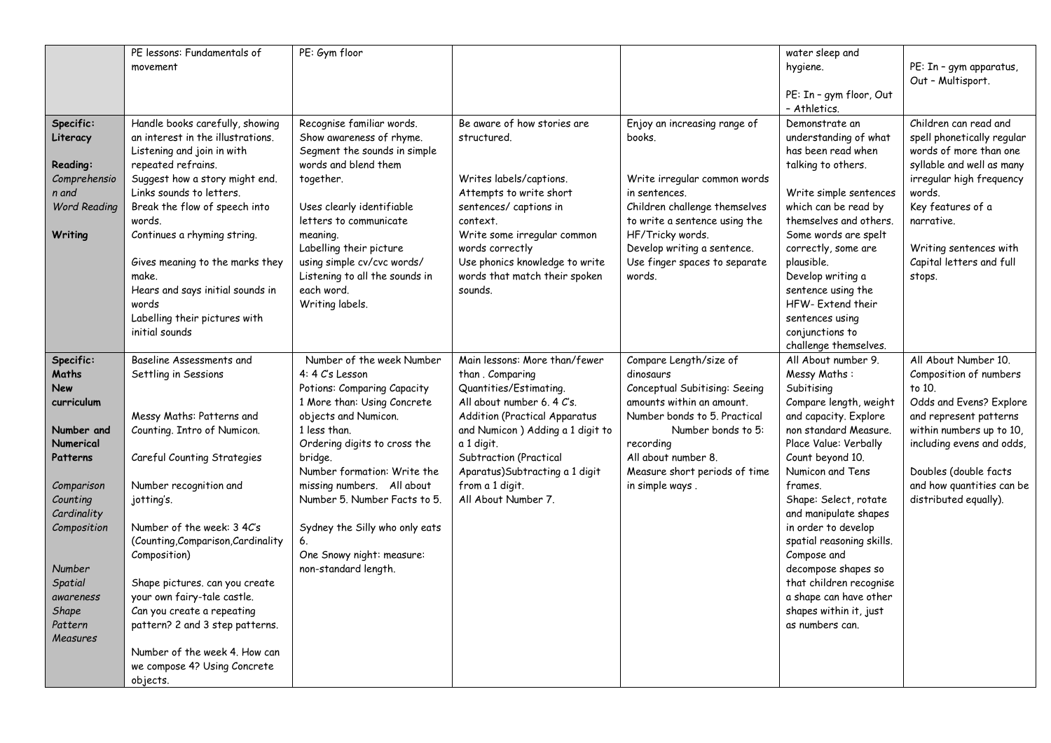| | | | | | | |
|---|---|---|---|---|---|---|
| | PE lessons: Fundamentals of movement | PE: Gym floor | | | water sleep and hygiene.<br><br>PE: In – gym floor, Out – Athletics. | PE: In – gym apparatus, Out – Multisport. |
| **Specific: Literacy**<br><br>**Reading:**<br>*Comprehension and Word Reading*<br><br>**Writing** | Handle books carefully, showing an interest in the illustrations.<br>Listening and join in with repeated refrains.<br>Suggest how a story might end.<br>Links sounds to letters.<br>Break the flow of speech into words.<br>Continues a rhyming string.<br><br>Gives meaning to the marks they make.<br>Hears and says initial sounds in words<br>Labelling their pictures with initial sounds | Recognise familiar words.<br>Show awareness of rhyme.<br>Segment the sounds in simple words and blend them together.<br><br>Uses clearly identifiable letters to communicate meaning.<br>Labelling their picture using simple cv/cvc words/<br>Listening to all the sounds in each word.<br>Writing labels. | Be aware of how stories are structured.<br><br>Writes labels/captions.<br>Attempts to write short sentences/ captions in context.<br>Write some irregular common words correctly<br>Use phonics knowledge to write words that match their spoken sounds. | Enjoy an increasing range of books.<br><br>Write irregular common words in sentences.<br>Children challenge themselves to write a sentence using the HF/Tricky words.<br>Develop writing a sentence.<br>Use finger spaces to separate words. | Demonstrate an understanding of what has been read when talking to others.<br><br>Write simple sentences which can be read by themselves and others.<br>Some words are spelt correctly, some are plausible.<br>Develop writing a sentence using the HFW- Extend their sentences using conjunctions to challenge themselves. | Children can read and spell phonetically regular words of more than one syllable and well as many irregular high frequency words.<br>Key features of a narrative.<br><br>Writing sentences with Capital letters and full stops. |
| **Specific: Maths New curriculum**<br><br>**Number and Numerical Patterns**<br><br>*Comparison*<br>*Counting*<br>*Cardinality*<br>*Composition*<br><br>*Number*<br>*Spatial awareness*<br>*Shape*<br>*Pattern*<br>*Measures* | Baseline Assessments and Settling in Sessions<br><br>Messy Maths: Patterns and Counting. Intro of Numicon.<br><br>Careful Counting Strategies<br><br>Number recognition and jotting's.<br><br>Number of the week: 3 4C's (Counting,Comparison,Cardinality Composition)<br><br>Shape pictures. can you create your own fairy-tale castle.<br>Can you create a repeating pattern? 2 and 3 step patterns.<br><br>Number of the week 4. How can we compose 4? Using Concrete objects. | Number of the week Number 4: 4 C's Lesson<br>Potions: Comparing Capacity<br>1 More than: Using Concrete objects and Numicon.<br>1 less than.<br>Ordering digits to cross the bridge.<br>Number formation: Write the missing numbers. All about Number 5. Number Facts to 5.<br><br>Sydney the Silly who only eats 6.<br>One Snowy night: measure: non-standard length. | Main lessons: More than/fewer than . Comparing Quantities/Estimating.<br>All about number 6. 4 C's.<br>Addition (Practical Apparatus and Numicon ) Adding a 1 digit to a 1 digit.<br>Subtraction (Practical Aparatus)Subtracting a 1 digit from a 1 digit.<br>All About Number 7. | Compare Length/size of dinosaurs<br>Conceptual Subitising: Seeing amounts within an amount.<br>Number bonds to 5. Practical Number bonds to 5: recording<br>All about number 8.<br>Measure short periods of time in simple ways . | All About number 9.<br>Messy Maths :<br>Subitising<br>Compare length, weight and capacity. Explore non standard Measure.<br>Place Value: Verbally Count beyond 10.<br>Numicon and Tens frames.<br>Shape: Select, rotate and manipulate shapes in order to develop spatial reasoning skills.<br>Compose and decompose shapes so that children recognise a shape can have other shapes within it, just as numbers can. | All About Number 10.<br>Composition of numbers to 10.<br>Odds and Evens? Explore and represent patterns within numbers up to 10, including evens and odds,<br><br>Doubles (double facts and how quantities can be distributed equally). |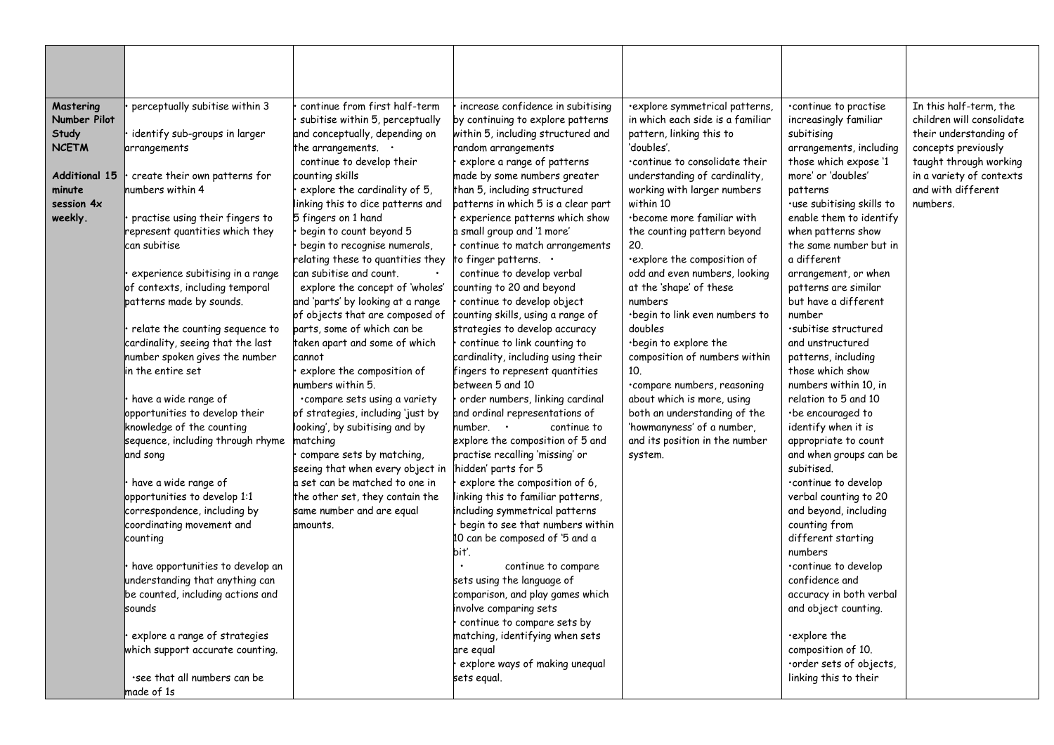| | | | | | | |
|---|---|---|---|---|---|---|
| **Mastering Number Pilot Study NCETM**<br><br>**Additional 15 minute session 4x weekly.** | · perceptually subitise within 3<br><br>· identify sub-groups in larger arrangements<br><br>· create their own patterns for numbers within 4<br><br>· practise using their fingers to represent quantities which they can subitise<br><br>· experience subitising in a range of contexts, including temporal patterns made by sounds.<br><br>· relate the counting sequence to cardinality, seeing that the last number spoken gives the number in the entire set<br><br>· have a wide range of opportunities to develop their knowledge of the counting sequence, including through rhyme and song<br><br>· have a wide range of opportunities to develop 1:1 correspondence, including by coordinating movement and counting<br><br>· have opportunities to develop an understanding that anything can be counted, including actions and sounds<br><br>· explore a range of strategies which support accurate counting.<br><br>·see that all numbers can be made of 1s | · continue from first half-term<br>· subitise within 5, perceptually and conceptually, depending on the arrangements. ·<br>continue to develop their counting skills<br>· explore the cardinality of 5, linking this to dice patterns and 5 fingers on 1 hand<br>· begin to count beyond 5<br>· begin to recognise numerals, relating these to quantities they can subitise and count. ·<br>explore the concept of 'wholes' and 'parts' by looking at a range of objects that are composed of parts, some of which can be taken apart and some of which cannot<br>· explore the composition of numbers within 5.<br>·compare sets using a variety of strategies, including 'just by looking', by subitising and by matching<br>· compare sets by matching, seeing that when every object in a set can be matched to one in the other set, they contain the same number and are equal amounts. | · increase confidence in subitising by continuing to explore patterns within 5, including structured and random arrangements<br>· explore a range of patterns made by some numbers greater than 5, including structured patterns in which 5 is a clear part<br>· experience patterns which show a small group and '1 more'<br>· continue to match arrangements to finger patterns. ·<br>continue to develop verbal counting to 20 and beyond<br>· continue to develop object counting skills, using a range of strategies to develop accuracy<br>· continue to link counting to cardinality, including using their fingers to represent quantities between 5 and 10<br>· order numbers, linking cardinal and ordinal representations of number. · continue to explore the composition of 5 and practise recalling 'missing' or 'hidden' parts for 5<br>· explore the composition of 6, linking this to familiar patterns, including symmetrical patterns<br>· begin to see that numbers within 10 can be composed of '5 and a bit'.<br>· continue to compare sets using the language of comparison, and play games which involve comparing sets<br>· continue to compare sets by matching, identifying when sets are equal<br>· explore ways of making unequal sets equal. | ·explore symmetrical patterns, in which each side is a familiar pattern, linking this to 'doubles'.<br>·continue to consolidate their understanding of cardinality, working with larger numbers within 10<br>·become more familiar with the counting pattern beyond 20.<br>·explore the composition of odd and even numbers, looking at the 'shape' of these numbers<br>·begin to link even numbers to doubles<br>·begin to explore the composition of numbers within 10.<br>·compare numbers, reasoning about which is more, using both an understanding of the 'howmanyness' of a number, and its position in the number system. | ·continue to practise increasingly familiar subitising arrangements, including those which expose '1 more' or 'doubles' patterns<br>·use subitising skills to enable them to identify when patterns show the same number but in a different arrangement, or when patterns are similar but have a different number<br>·subitise structured and unstructured patterns, including those which show numbers within 10, in relation to 5 and 10<br>·be encouraged to identify when it is appropriate to count and when groups can be subitised.<br>·continue to develop verbal counting to 20 and beyond, including counting from different starting numbers<br>·continue to develop confidence and accuracy in both verbal and object counting.<br><br>·explore the composition of 10.<br>·order sets of objects, linking this to their | In this half-term, the children will consolidate their understanding of concepts previously taught through working in a variety of contexts and with different numbers. |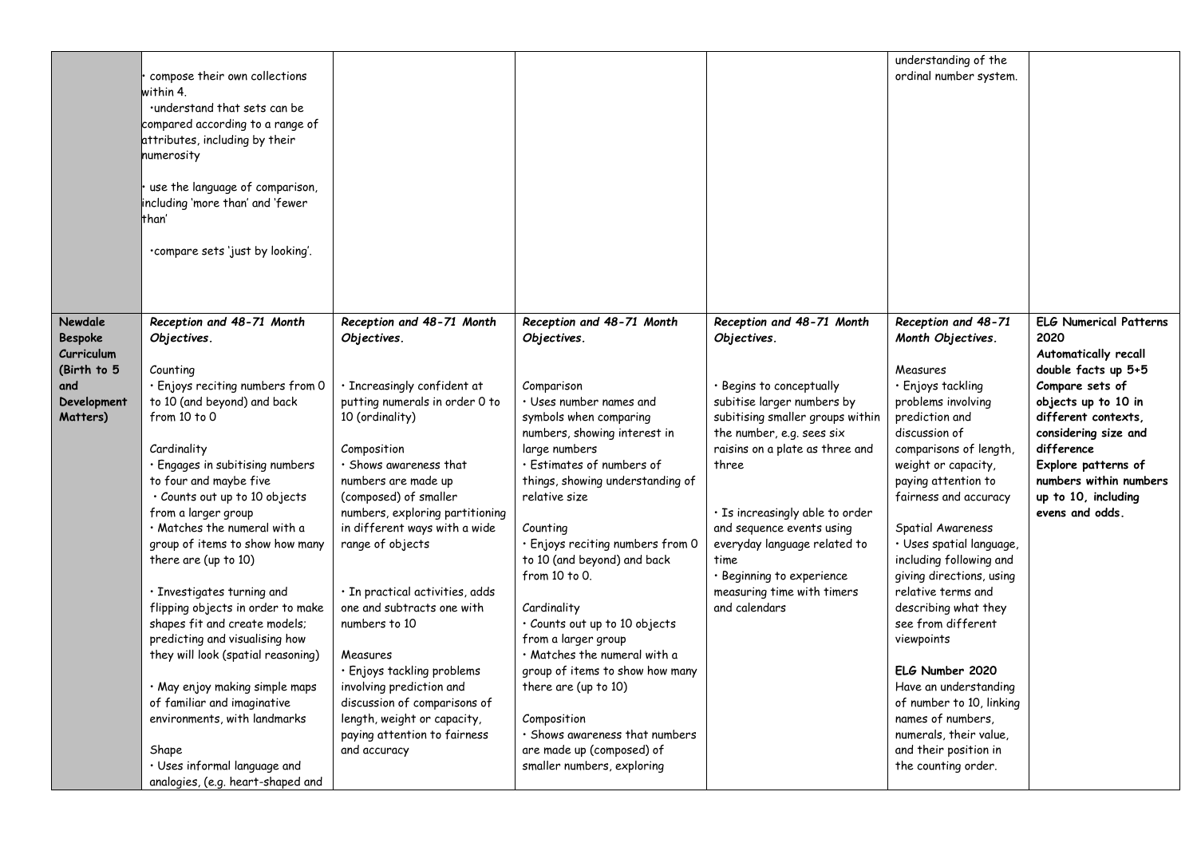| | | | | | | |
|---|---|---|---|---|---|---|
| | • compose their own collections within 4.<br>•understand that sets can be compared according to a range of attributes, including by their numerosity<br><br>• use the language of comparison, including 'more than' and 'fewer than'<br><br>•compare sets 'just by looking'. | | | | understanding of the ordinal number system. | |
| **Newdale Bespoke Curriculum (Birth to 5 and Development Matters)** | ***Reception and 48-71 Month Objectives.***<br><br>Counting<br>• Enjoys reciting numbers from 0 to 10 (and beyond) and back from 10 to 0<br><br>Cardinality<br>• Engages in subitising numbers to four and maybe five<br>• Counts out up to 10 objects from a larger group<br>• Matches the numeral with a group of items to show how many there are (up to 10)<br><br>• Investigates turning and flipping objects in order to make shapes fit and create models; predicting and visualising how they will look (spatial reasoning)<br><br>• May enjoy making simple maps of familiar and imaginative environments, with landmarks<br><br>Shape<br>• Uses informal language and analogies, (e.g. heart-shaped and | ***Reception and 48-71 Month Objectives.***<br><br>• Increasingly confident at putting numerals in order 0 to 10 (ordinality)<br><br>Composition<br>• Shows awareness that numbers are made up (composed) of smaller numbers, exploring partitioning in different ways with a wide range of objects<br><br>• In practical activities, adds one and subtracts one with numbers to 10<br><br>Measures<br>• Enjoys tackling problems involving prediction and discussion of comparisons of length, weight or capacity, paying attention to fairness and accuracy | ***Reception and 48-71 Month Objectives.***<br><br>Comparison<br>• Uses number names and symbols when comparing numbers, showing interest in large numbers<br>• Estimates of numbers of things, showing understanding of relative size<br><br>Counting<br>• Enjoys reciting numbers from 0 to 10 (and beyond) and back from 10 to 0.<br><br>Cardinality<br>• Counts out up to 10 objects from a larger group<br>• Matches the numeral with a group of items to show how many there are (up to 10)<br><br>Composition<br>• Shows awareness that numbers are made up (composed) of smaller numbers, exploring | ***Reception and 48-71 Month Objectives.***<br><br>• Begins to conceptually subitise larger numbers by subitising smaller groups within the number, e.g. sees six raisins on a plate as three and three<br><br>• Is increasingly able to order and sequence events using everyday language related to time<br>• Beginning to experience measuring time with timers and calendars | ***Reception and 48-71 Month Objectives.***<br><br>Measures<br>• Enjoys tackling problems involving prediction and discussion of comparisons of length, weight or capacity, paying attention to fairness and accuracy<br><br>Spatial Awareness<br>• Uses spatial language, including following and giving directions, using relative terms and describing what they see from different viewpoints<br><br>**ELG Number 2020**<br>Have an understanding of number to 10, linking names of numbers, numerals, their value, and their position in the counting order. | **ELG Numerical Patterns 2020**<br>**Automatically recall double facts up 5+5**<br>**Compare sets of objects up to 10 in different contexts, considering size and difference**<br>**Explore patterns of numbers within numbers up to 10, including evens and odds.** |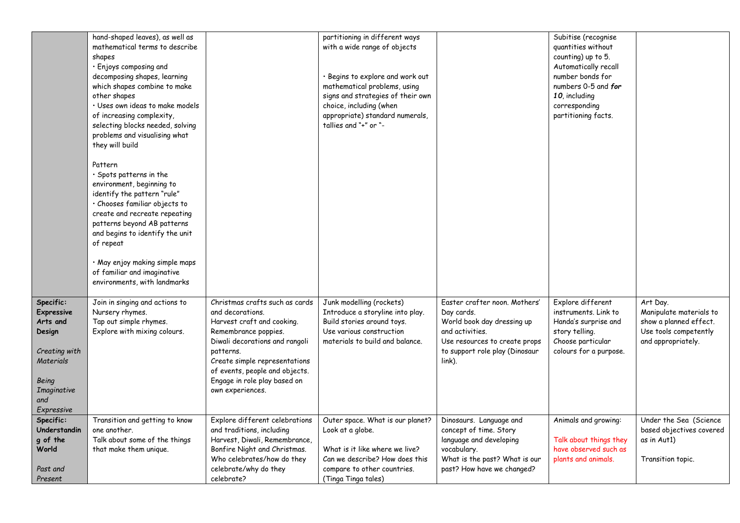| | | | | | | |
|---|---|---|---|---|---|---|
| | hand-shaped leaves), as well as mathematical terms to describe shapes<br>• Enjoys composing and decomposing shapes, learning which shapes combine to make other shapes<br>• Uses own ideas to make models of increasing complexity, selecting blocks needed, solving problems and visualising what they will build<br><br>Pattern<br>• Spots patterns in the environment, beginning to identify the pattern "rule"<br>• Chooses familiar objects to create and recreate repeating patterns beyond AB patterns and begins to identify the unit of repeat<br><br>• May enjoy making simple maps of familiar and imaginative environments, with landmarks | | partitioning in different ways with a wide range of objects<br><br>• Begins to explore and work out mathematical problems, using signs and strategies of their own choice, including (when appropriate) standard numerals, tallies and "+" or "- | | Subitise (recognise quantities without counting) up to 5. Automatically recall number bonds for numbers 0-5 and ***for 10***, including corresponding partitioning facts. | |
| **Specific: Expressive Arts and Design**<br><br>*Creating with Materials*<br><br>*Being Imaginative and Expressive* | Join in singing and actions to Nursery rhymes.<br>Tap out simple rhymes.<br>Explore with mixing colours. | Christmas crafts such as cards and decorations.<br>Harvest craft and cooking.<br>Remembrance poppies.<br>Diwali decorations and rangoli patterns.<br>Create simple representations of events, people and objects.<br>Engage in role play based on own experiences. | Junk modelling (rockets)<br>Introduce a storyline into play.<br>Build stories around toys.<br>Use various construction materials to build and balance. | Easter crafter noon. Mothers' Day cards.<br>World book day dressing up and activities.<br>Use resources to create props to support role play (Dinosaur link). | Explore different instruments. Link to Handa's surprise and story telling.<br>Choose particular colours for a purpose. | Art Day.<br>Manipulate materials to show a planned effect.<br>Use tools competently and appropriately. |
| **Specific: Understanding of the World**<br><br>*Past and Present* | Transition and getting to know one another.<br>Talk about some of the things that make them unique. | Explore different celebrations and traditions, including Harvest, Diwali, Remembrance, Bonfire Night and Christmas. Who celebrates/how do they celebrate/why do they celebrate? | Outer space. What is our planet? Look at a globe.<br><br>What is it like where we live? Can we describe? How does this compare to other countries. (Tinga Tinga tales) | Dinosaurs. Language and concept of time. Story language and developing vocabulary.<br>What is the past? What is our past? How have we changed? | Animals and growing:<br><br>Talk about things they have observed such as plants and animals. | Under the Sea (Science based objectives covered as in Aut1)<br><br>Transition topic. |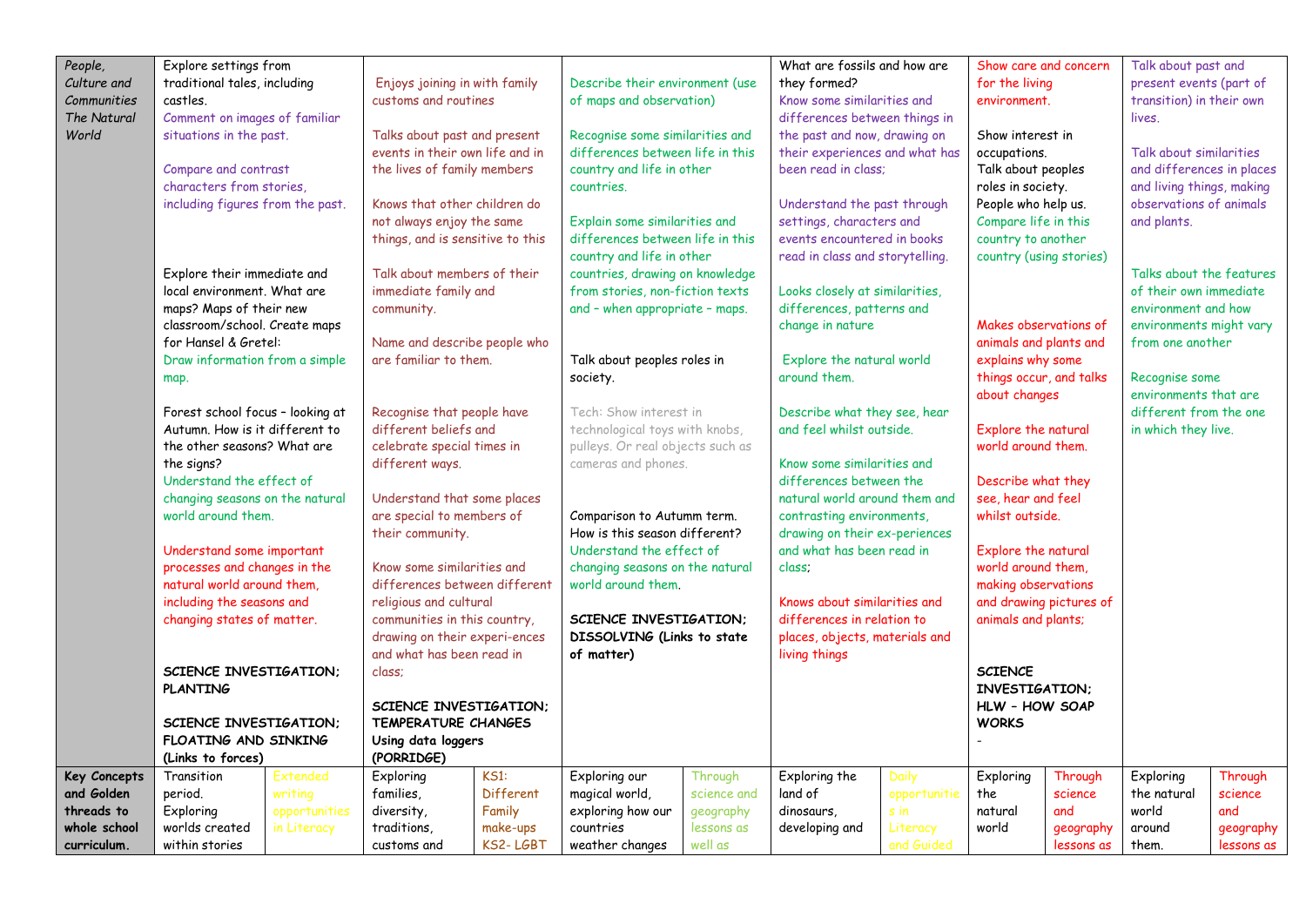| | | | | | | | | | | | | |
|---|---|---|---|---|---|---|---|---|---|---|---|---|
| *People, Culture and Communities The Natural World* | Explore settings from traditional tales, including castles.<br>Comment on images of familiar situations in the past.<br><br>Compare and contrast characters from stories, including figures from the past.<br><br>Explore their immediate and local environment. What are maps? Maps of their new classroom/school. Create maps for Hansel & Gretel:<br>Draw information from a simple map.<br><br>Forest school focus – looking at Autumn. How is it different to the other seasons? What are the signs?<br>Understand the effect of changing seasons on the natural world around them.<br><br>Understand some important processes and changes in the natural world around them, including the seasons and changing states of matter.<br><br>**SCIENCE INVESTIGATION; PLANTING**<br><br>**SCIENCE INVESTIGATION; FLOATING AND SINKING (Links to forces)** | | Enjoys joining in with family customs and routines<br><br>Talks about past and present events in their own life and in the lives of family members<br><br>Knows that other children do not always enjoy the same things, and is sensitive to this<br><br>Talk about members of their immediate family and community.<br><br>Name and describe people who are familiar to them.<br><br>Recognise that people have different beliefs and celebrate special times in different ways.<br><br>Understand that some places are special to members of their community.<br><br>Know some similarities and differences between different religious and cultural communities in this country, drawing on their experi-ences and what has been read in class;<br><br>**SCIENCE INVESTIGATION; TEMPERATURE CHANGES Using data loggers (PORRIDGE)** | | Describe their environment (use of maps and observation)<br><br>Recognise some similarities and differences between life in this country and life in other countries.<br><br>Explain some similarities and differences between life in this country and life in other countries, drawing on knowledge from stories, non-fiction texts and – when appropriate – maps.<br><br>Talk about peoples roles in society.<br><br>Tech: Show interest in technological toys with knobs, pulleys. Or real objects such as cameras and phones.<br><br>Comparison to Autumm term. How is this season different?<br>Understand the effect of changing seasons on the natural world around them.<br><br>**SCIENCE INVESTIGATION; DISSOLVING (Links to state of matter)** | | What are fossils and how are they formed?<br>Know some similarities and differences between things in the past and now, drawing on their experiences and what has been read in class;<br><br>Understand the past through settings, characters and events encountered in books read in class and storytelling.<br><br>Looks closely at similarities, differences, patterns and change in nature<br><br>Explore the natural world around them.<br><br>Describe what they see, hear and feel whilst outside.<br><br>Know some similarities and differences between the natural world around them and contrasting environments, drawing on their ex-periences and what has been read in class;<br><br>Knows about similarities and differences in relation to places, objects, materials and living things | | Show care and concern for the living environment.<br><br>Show interest in occupations.<br>Talk about peoples roles in society.<br>People who help us.<br>Compare life in this country to another country (using stories)<br><br>Makes observations of animals and plants and explains why some things occur, and talks about changes<br><br>Explore the natural world around them.<br><br>Describe what they see, hear and feel whilst outside.<br><br>Explore the natural world around them, making observations and drawing pictures of animals and plants;<br><br>**SCIENCE INVESTIGATION; HLW – HOW SOAP WORKS**<br>- | | Talk about past and present events (part of transition) in their own lives.<br><br>Talk about similarities and differences in places and living things, making observations of animals and plants.<br><br>Talks about the features of their own immediate environment and how environments might vary from one another<br><br>Recognise some environments that are different from the one in which they live. | |
| **Key Concepts and Golden threads to whole school curriculum.** | Transition period. Exploring worlds created within stories | Extended writing opportunities in Literacy | Exploring families, diversity, traditions, customs and | KS1: Different Family make-ups KS2- LGBT | Exploring our magical world, exploring how our countries weather changes | Through science and geography lessons as well as | Exploring the land of dinosaurs, developing and | Daily opportunities in Literacy and Guided | Exploring the natural world | Through science and geography lessons as | Exploring the natural world around them. | Through science and geography lessons as |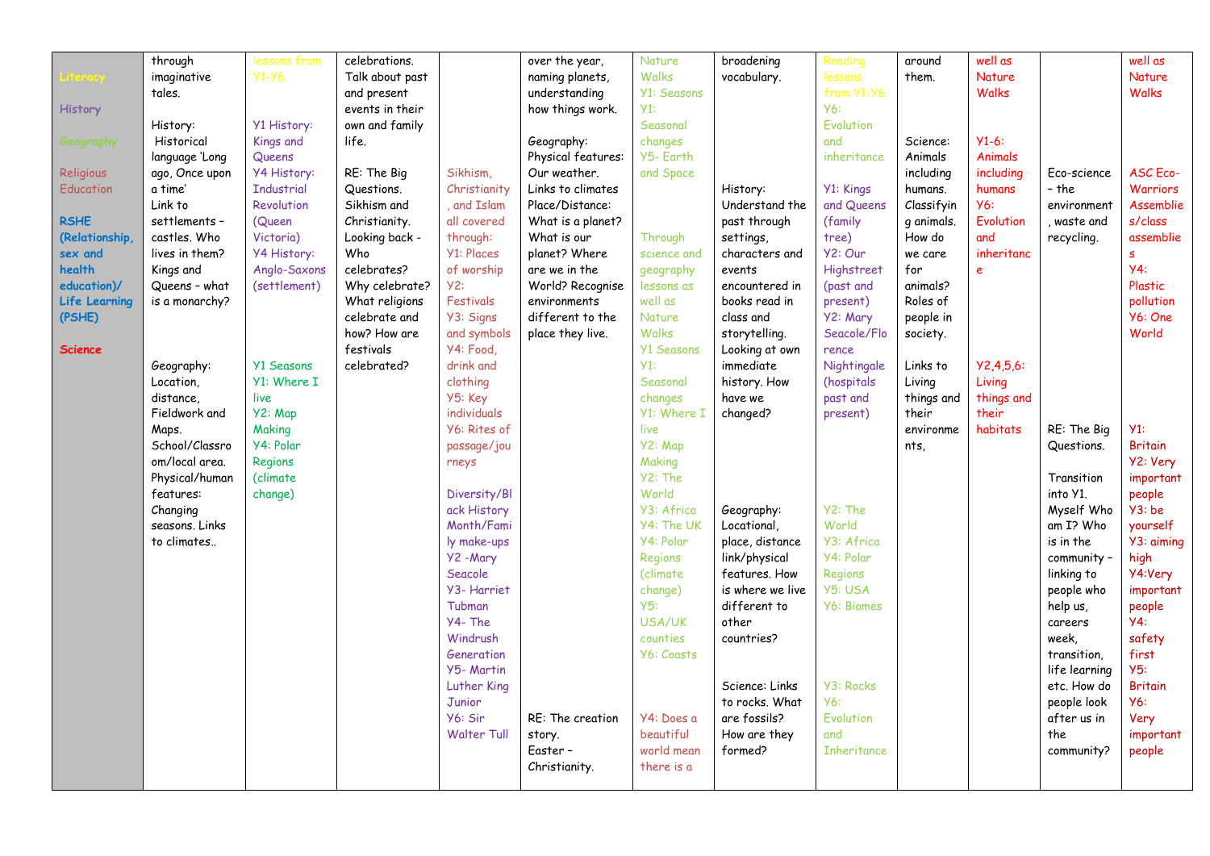| Literacy<br><br>History<br><br>Geography<br><br>Religious Education<br><br>RSHE (Relationship, sex and health education)/ Life Learning (PSHE)<br><br>Science | through imaginative tales.<br><br>History: Historical language 'Long ago, Once upon a time'<br>Link to settlements – castles. Who lives in them? Kings and Queens – what is a monarchy?<br><br>Geography: Location, distance, Fieldwork and Maps. School/Classroom/local area. Physical/human features: Changing seasons. Links to climates.. | lessons from Y1-Y6.<br><br>Y1 History: Kings and Queens<br>Y4 History: Industrial Revolution (Queen Victoria)<br>Y4 History: Anglo-Saxons (settlement)<br><br>Y1 Seasons<br>Y1: Where I live<br>Y2: Map Making<br>Y4: Polar Regions (climate change) | celebrations. Talk about past and present events in their own and family life.<br><br>RE: The Big Questions. Sikhism and Christianity. Looking back - Who celebrates? Why celebrate? What religions celebrate and how? How are festivals celebrated? | Sikhism, Christianity, and Islam all covered through:<br>Y1: Places of worship<br>Y2: Festivals<br>Y3: Signs and symbols<br>Y4: Food, drink and clothing<br>Y5: Key individuals<br>Y6: Rites of passage/journeys<br><br>Diversity/Black History Month/Family make-ups<br>Y2 -Mary Seacole<br>Y3- Harriet Tubman<br>Y4- The Windrush Generation<br>Y5- Martin Luther King Junior<br>Y6: Sir Walter Tull | over the year, naming planets, understanding how things work.<br><br>Geography: Physical features: Our weather. Links to climates Place/Distance: What is a planet? What is our planet? Where are we in the World? Recognise environments different to the place they live.<br><br>RE: The creation story.<br>Easter – Christianity. | Nature Walks<br>Y1: Seasons<br>Y1: Seasonal changes<br>Y5- Earth and Space<br><br>Through science and geography lessons as well as Nature Walks<br>Y1 Seasons<br>Y1: Seasonal changes<br>Y1: Where I live<br>Y2: Map Making<br>Y2: The World<br>Y3: Africa<br>Y4: The UK<br>Y4: Polar Regions (climate change)<br>Y5: USA/UK counties<br>Y6: Coasts<br><br>Y4: Does a beautiful world mean there is a | broadening vocabulary.<br><br>History: Understand the past through settings, characters and events encountered in books read in class and storytelling. Looking at own immediate history. How have we changed?<br><br>Geography: Locational, place, distance link/physical features. How is where we live different to other countries?<br><br>Science: Links to rocks. What are fossils? How are they formed? | Reading lessons from Y1-Y6<br>Y6: Evolution and inheritance<br><br>Y1: Kings and Queens (family tree)<br>Y2: Our Highstreet (past and present)<br>Y2: Mary Seacole/Florence Nightingale (hospitals past and present)<br><br>Y2: The World<br>Y3: Africa<br>Y4: Polar Regions<br>Y5: USA<br>Y6: Biomes<br><br>Y3: Rocks<br>Y6: Evolution and Inheritance | around them.<br><br>Science: Animals including humans. Classifying animals. How do we care for animals? Roles of people in society.<br><br>Links to Living things and their environments, | well as Nature Walks<br><br>Y1-6: Animals including humans<br>Y6: Evolution and inheritance<br><br>Y2,4,5,6: Living things and their habitats | Eco-science – the environment, waste and recycling.<br><br>RE: The Big Questions.<br><br>Transition into Y1. Myself Who am I? Who is in the community – linking to people who help us, careers week, transition, life learning etc. How do people look after us in the community? | well as Nature Walks<br><br>ASC Eco-Warriors Assemblies/class assemblies<br>Y4: Plastic pollution<br>Y6: One World<br><br>Y1: Britain<br>Y2: Very important people<br>Y3: be yourself<br>Y3: aiming high<br>Y4:Very important people<br>Y4: safety first<br>Y5: Britain<br>Y6: Very important people |
|---|---|---|---|---|---|---|---|---|---|---|---|---|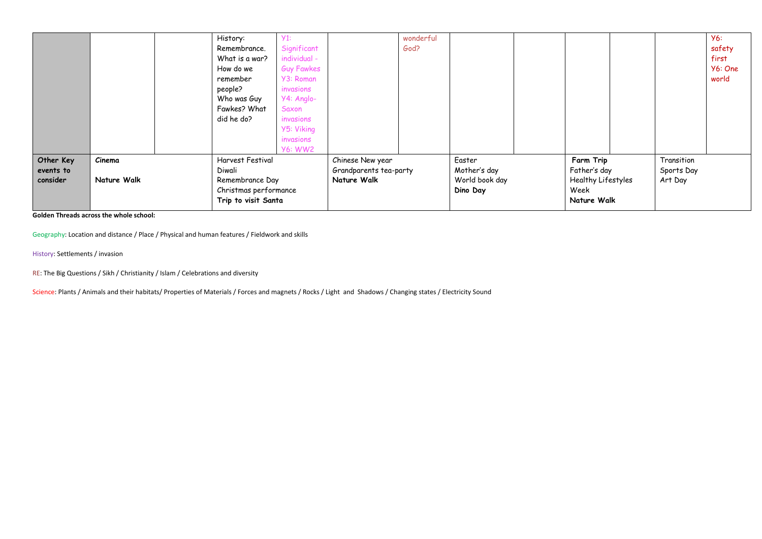| | | | | | | | | | | | | |
|---|---|---|---|---|---|---|---|---|---|---|---|---|
| | | | History: Remembrance. What is a war? How do we remember people? Who was Guy Fawkes? What did he do? | Y1: Significant individual - Guy Fawkes Y3: Roman invasions Y4: Anglo-Saxon invasions Y5: Viking invasions Y6: WW2 | | wonderful God? | | | | | | Y6: safety first Y6: One world |
| **Other Key events to consider** | **Cinema** **Nature Walk** | | Harvest Festival Diwali Remembrance Day Christmas performance **Trip to visit Santa** | | Chinese New year Grandparents tea-party **Nature Walk** | | Easter Mother's day World book day **Dino Day** | | **Farm Trip** Father's day Healthy Lifestyles Week **Nature Walk** | | Transition Sports Day Art Day | |

**Golden Threads across the whole school:**

Geography: Location and distance / Place / Physical and human features / Fieldwork and skills

History: Settlements / invasion

RE: The Big Questions / Sikh / Christianity / Islam / Celebrations and diversity

Science: Plants / Animals and their habitats/ Properties of Materials / Forces and magnets / Rocks / Light and Shadows / Changing states / Electricity Sound